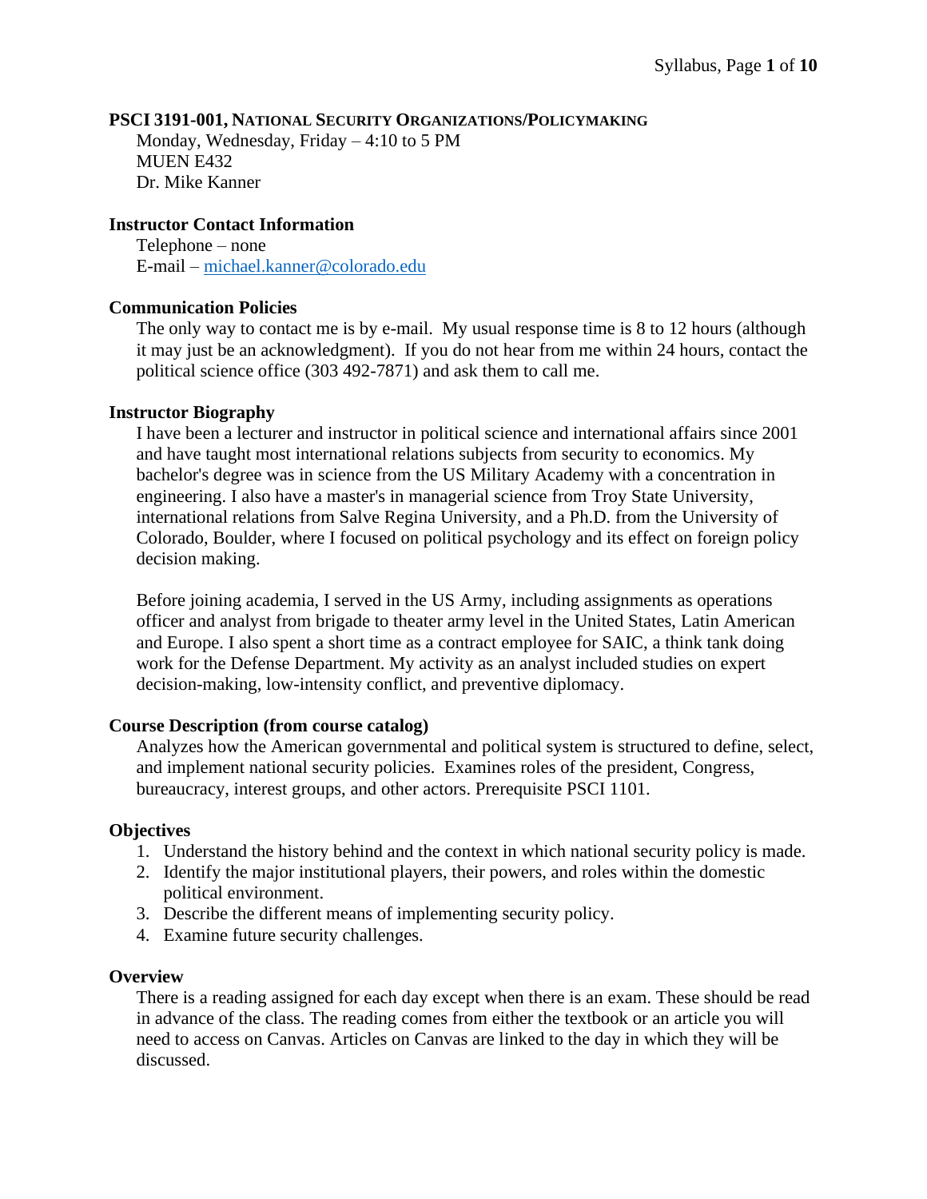**PSCI 3191-001, NATIONAL SECURITY ORGANIZATIONS/POLICYMAKING**

Monday, Wednesday, Friday – 4:10 to 5 PM
MUEN E432
Dr. Mike Kanner

**Instructor Contact Information**

Telephone – none
E-mail – michael.kanner@colorado.edu

**Communication Policies**

The only way to contact me is by e-mail. My usual response time is 8 to 12 hours (although it may just be an acknowledgment). If you do not hear from me within 24 hours, contact the political science office (303 492-7871) and ask them to call me.

**Instructor Biography**

I have been a lecturer and instructor in political science and international affairs since 2001 and have taught most international relations subjects from security to economics. My bachelor's degree was in science from the US Military Academy with a concentration in engineering. I also have a master's in managerial science from Troy State University, international relations from Salve Regina University, and a Ph.D. from the University of Colorado, Boulder, where I focused on political psychology and its effect on foreign policy decision making.

Before joining academia, I served in the US Army, including assignments as operations officer and analyst from brigade to theater army level in the United States, Latin American and Europe. I also spent a short time as a contract employee for SAIC, a think tank doing work for the Defense Department. My activity as an analyst included studies on expert decision-making, low-intensity conflict, and preventive diplomacy.

**Course Description (from course catalog)**

Analyzes how the American governmental and political system is structured to define, select, and implement national security policies. Examines roles of the president, Congress, bureaucracy, interest groups, and other actors. Prerequisite PSCI 1101.

**Objectives**

1. Understand the history behind and the context in which national security policy is made.
2. Identify the major institutional players, their powers, and roles within the domestic political environment.
3. Describe the different means of implementing security policy.
4. Examine future security challenges.

**Overview**

There is a reading assigned for each day except when there is an exam. These should be read in advance of the class. The reading comes from either the textbook or an article you will need to access on Canvas. Articles on Canvas are linked to the day in which they will be discussed.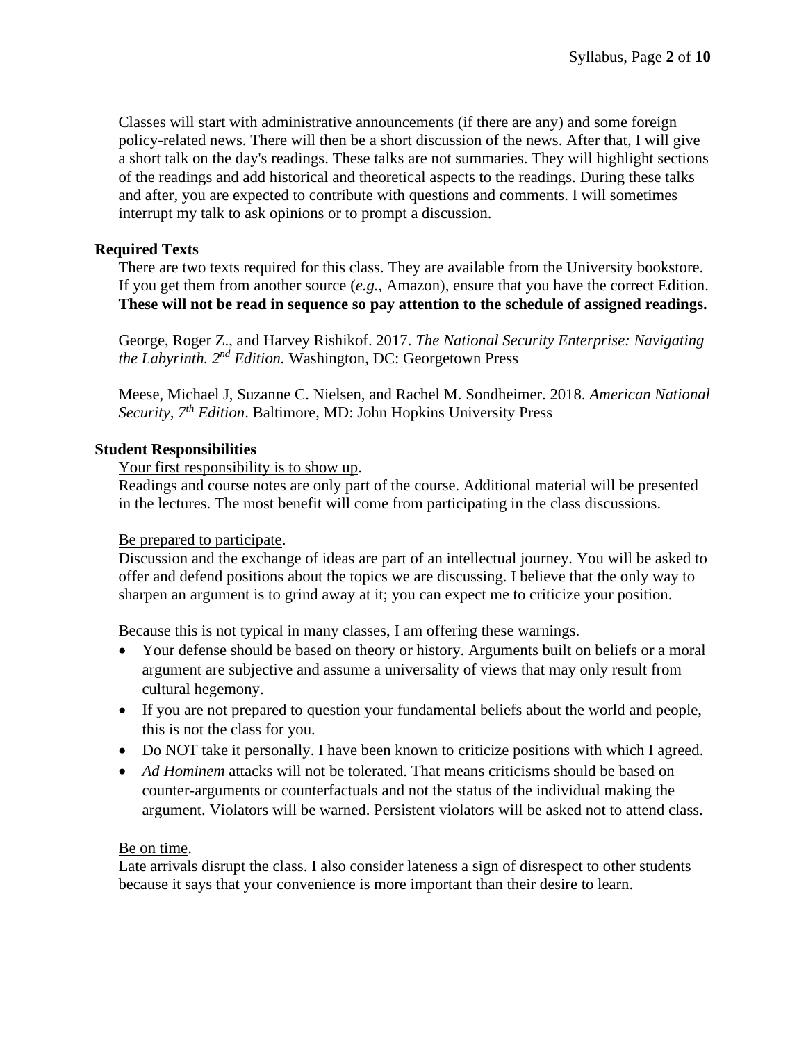Classes will start with administrative announcements (if there are any) and some foreign policy-related news. There will then be a short discussion of the news. After that, I will give a short talk on the day's readings. These talks are not summaries. They will highlight sections of the readings and add historical and theoretical aspects to the readings. During these talks and after, you are expected to contribute with questions and comments. I will sometimes interrupt my talk to ask opinions or to prompt a discussion.

**Required Texts**

There are two texts required for this class. They are available from the University bookstore. If you get them from another source (*e.g.*, Amazon), ensure that you have the correct Edition. **These will not be read in sequence so pay attention to the schedule of assigned readings.**

George, Roger Z., and Harvey Rishikof. 2017. *The National Security Enterprise: Navigating the Labyrinth. 2nd Edition.* Washington, DC: Georgetown Press

Meese, Michael J, Suzanne C. Nielsen, and Rachel M. Sondheimer. 2018. *American National Security, 7th Edition*. Baltimore, MD: John Hopkins University Press

**Student Responsibilities**

<u>Your first responsibility is to show up</u>.
Readings and course notes are only part of the course. Additional material will be presented in the lectures. The most benefit will come from participating in the class discussions.

<u>Be prepared to participate</u>.
Discussion and the exchange of ideas are part of an intellectual journey. You will be asked to offer and defend positions about the topics we are discussing. I believe that the only way to sharpen an argument is to grind away at it; you can expect me to criticize your position.

Because this is not typical in many classes, I am offering these warnings.

- Your defense should be based on theory or history. Arguments built on beliefs or a moral argument are subjective and assume a universality of views that may only result from cultural hegemony.
- If you are not prepared to question your fundamental beliefs about the world and people, this is not the class for you.
- Do NOT take it personally. I have been known to criticize positions with which I agreed.
- *Ad Hominem* attacks will not be tolerated. That means criticisms should be based on counter-arguments or counterfactuals and not the status of the individual making the argument. Violators will be warned. Persistent violators will be asked not to attend class.

<u>Be on time</u>.
Late arrivals disrupt the class. I also consider lateness a sign of disrespect to other students because it says that your convenience is more important than their desire to learn.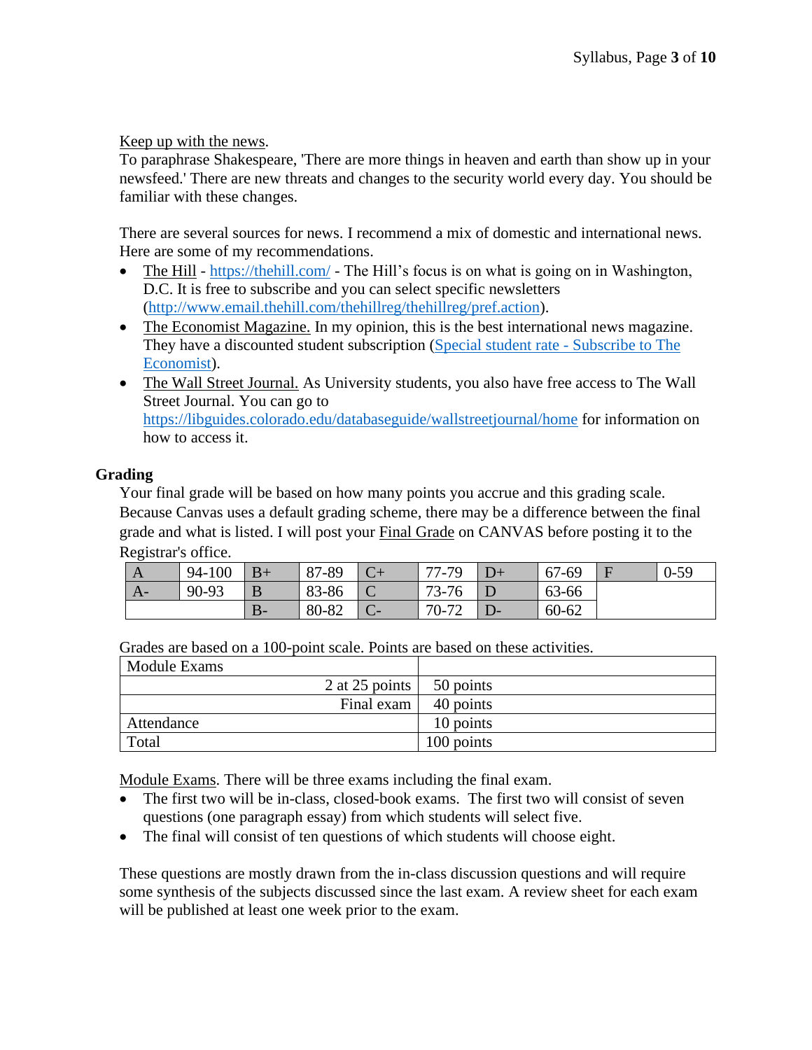Keep up with the news.
To paraphrase Shakespeare, 'There are more things in heaven and earth than show up in your newsfeed.' There are new threats and changes to the security world every day. You should be familiar with these changes.

There are several sources for news. I recommend a mix of domestic and international news. Here are some of my recommendations.

- The Hill - https://thehill.com/ - The Hill's focus is on what is going on in Washington, D.C. It is free to subscribe and you can select specific newsletters (http://www.email.thehill.com/thehillreg/thehillreg/pref.action).
- The Economist Magazine. In my opinion, this is the best international news magazine. They have a discounted student subscription (Special student rate - Subscribe to The Economist).
- The Wall Street Journal. As University students, you also have free access to The Wall Street Journal. You can go to https://libguides.colorado.edu/databaseguide/wallstreetjournal/home for information on how to access it.

## Grading

Your final grade will be based on how many points you accrue and this grading scale. Because Canvas uses a default grading scheme, there may be a difference between the final grade and what is listed. I will post your Final Grade on CANVAS before posting it to the Registrar's office.

| A | 94-100 | B+ | 87-89 | C+ | 77-79 | D+ | 67-69 | F | 0-59 |
|---|---|---|---|---|---|---|---|---|---|
| A- | 90-93 | B | 83-86 | C | 73-76 | D | 63-66 | | |
| | | B- | 80-82 | C- | 70-72 | D- | 60-62 | | |

Grades are based on a 100-point scale. Points are based on these activities.

| Module Exams | |
|---|---|
| 2 at 25 points | 50 points |
| Final exam | 40 points |
| Attendance | 10 points |
| Total | 100 points |

Module Exams. There will be three exams including the final exam.

- The first two will be in-class, closed-book exams. The first two will consist of seven questions (one paragraph essay) from which students will select five.
- The final will consist of ten questions of which students will choose eight.

These questions are mostly drawn from the in-class discussion questions and will require some synthesis of the subjects discussed since the last exam. A review sheet for each exam will be published at least one week prior to the exam.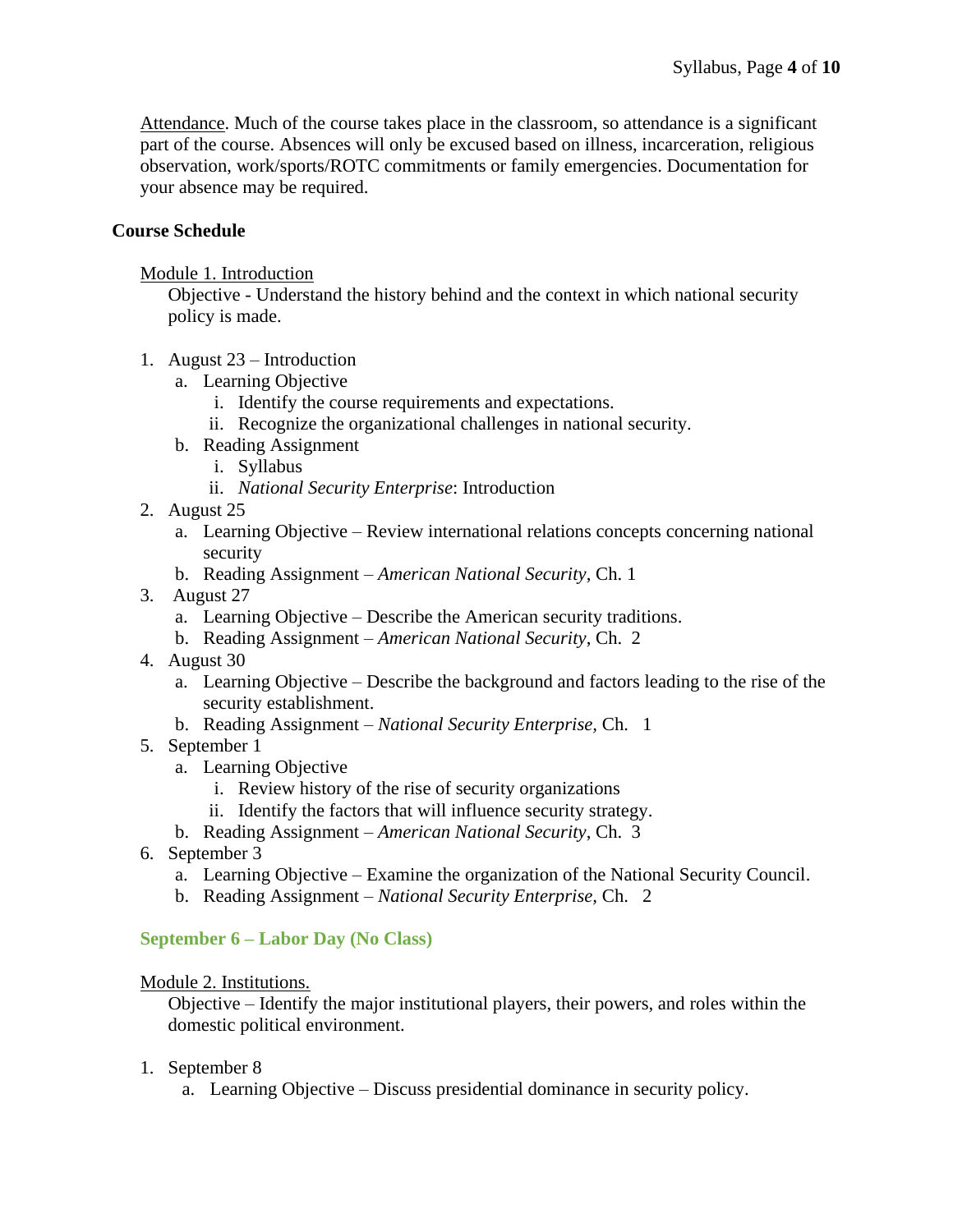<u>Attendance</u>. Much of the course takes place in the classroom, so attendance is a significant part of the course. Absences will only be excused based on illness, incarceration, religious observation, work/sports/ROTC commitments or family emergencies. Documentation for your absence may be required.

**Course Schedule**

<u>Module 1. Introduction</u>

Objective - Understand the history behind and the context in which national security policy is made.

1. August 23 – Introduction
   a. Learning Objective
      i. Identify the course requirements and expectations.
      ii. Recognize the organizational challenges in national security.
   b. Reading Assignment
      i. Syllabus
      ii. *National Security Enterprise*: Introduction
2. August 25
   a. Learning Objective – Review international relations concepts concerning national security
   b. Reading Assignment – *American National Security*, Ch. 1
3. August 27
   a. Learning Objective – Describe the American security traditions.
   b. Reading Assignment – *American National Security*, Ch. 2
4. August 30
   a. Learning Objective – Describe the background and factors leading to the rise of the security establishment.
   b. Reading Assignment – *National Security Enterprise,* Ch. 1
5. September 1
   a. Learning Objective
      i. Review history of the rise of security organizations
      ii. Identify the factors that will influence security strategy.
   b. Reading Assignment – *American National Security*, Ch. 3
6. September 3
   a. Learning Objective – Examine the organization of the National Security Council.
   b. Reading Assignment – *National Security Enterprise,* Ch. 2

**September 6 – Labor Day (No Class)**

<u>Module 2. Institutions.</u>

Objective – Identify the major institutional players, their powers, and roles within the domestic political environment.

1. September 8
   a. Learning Objective – Discuss presidential dominance in security policy.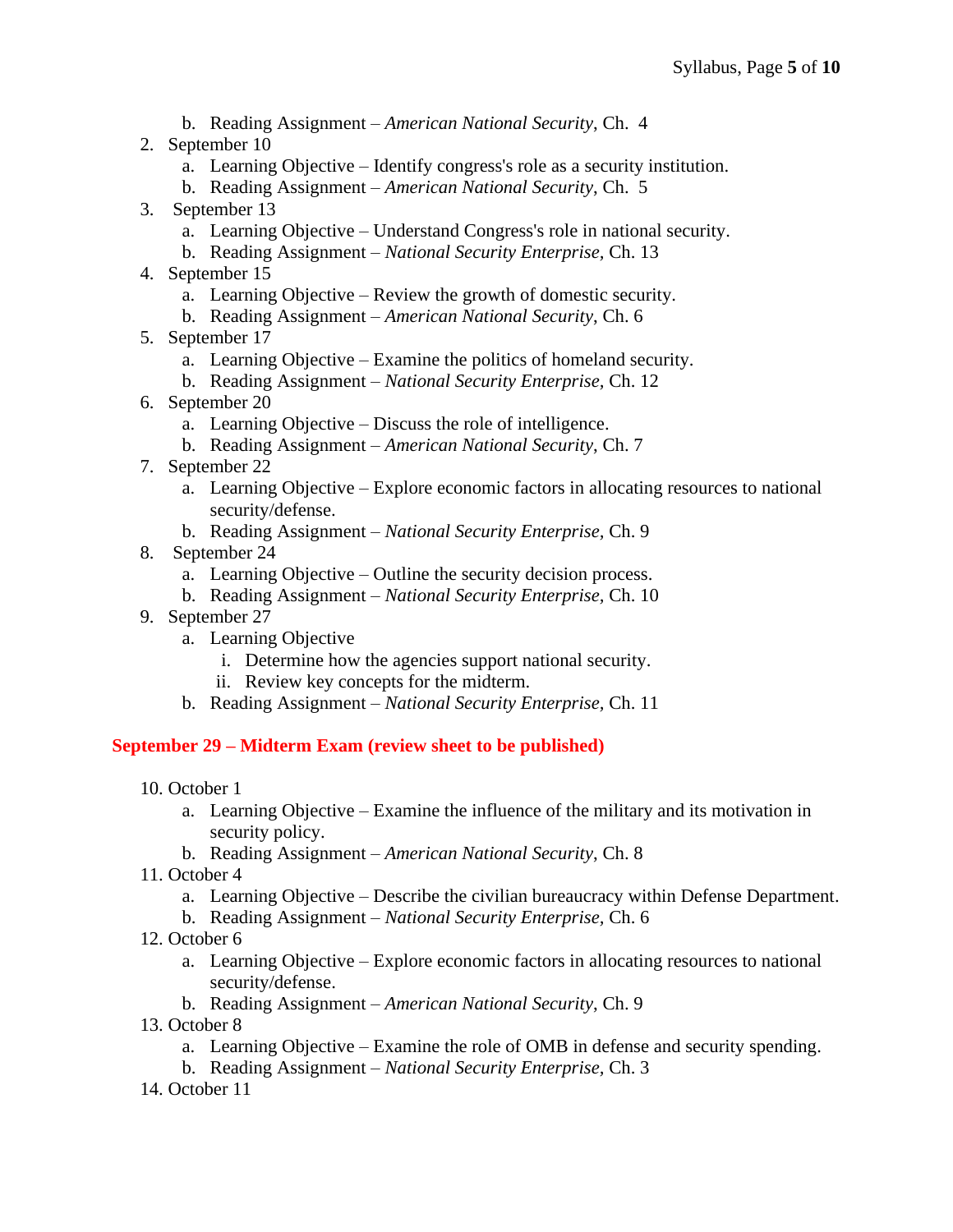b. Reading Assignment – *American National Security*, Ch. 4

2. September 10
   a. Learning Objective – Identify congress's role as a security institution.
   b. Reading Assignment – *American National Security*, Ch. 5
3. September 13
   a. Learning Objective – Understand Congress's role in national security.
   b. Reading Assignment – *National Security Enterprise,* Ch. 13
4. September 15
   a. Learning Objective – Review the growth of domestic security.
   b. Reading Assignment – *American National Security*, Ch. 6
5. September 17
   a. Learning Objective – Examine the politics of homeland security.
   b. Reading Assignment – *National Security Enterprise,* Ch. 12
6. September 20
   a. Learning Objective – Discuss the role of intelligence.
   b. Reading Assignment – *American National Security*, Ch. 7
7. September 22
   a. Learning Objective – Explore economic factors in allocating resources to national security/defense.
   b. Reading Assignment – *National Security Enterprise,* Ch. 9
8. September 24
   a. Learning Objective – Outline the security decision process.
   b. Reading Assignment – *National Security Enterprise,* Ch. 10
9. September 27
   a. Learning Objective
      i. Determine how the agencies support national security.
      ii. Review key concepts for the midterm.
   b. Reading Assignment – *National Security Enterprise,* Ch. 11

**September 29 – Midterm Exam (review sheet to be published)**

10. October 1
    a. Learning Objective – Examine the influence of the military and its motivation in security policy.
    b. Reading Assignment – *American National Security*, Ch. 8
11. October 4
    a. Learning Objective – Describe the civilian bureaucracy within Defense Department.
    b. Reading Assignment – *National Security Enterprise,* Ch. 6
12. October 6
    a. Learning Objective – Explore economic factors in allocating resources to national security/defense.
    b. Reading Assignment – *American National Security*, Ch. 9
13. October 8
    a. Learning Objective – Examine the role of OMB in defense and security spending.
    b. Reading Assignment – *National Security Enterprise,* Ch. 3
14. October 11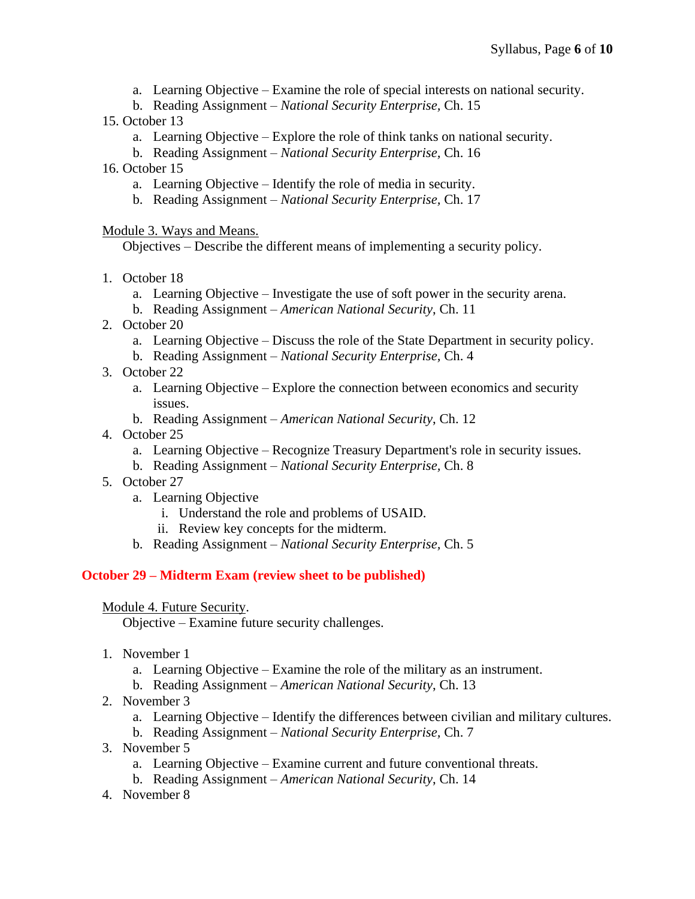a. Learning Objective – Examine the role of special interests on national security.
   b. Reading Assignment – *National Security Enterprise,* Ch. 15

15. October 13
    a. Learning Objective – Explore the role of think tanks on national security.
    b. Reading Assignment – *National Security Enterprise,* Ch. 16
16. October 15
    a. Learning Objective – Identify the role of media in security.
    b. Reading Assignment – *National Security Enterprise,* Ch. 17

<u>Module 3. Ways and Means.</u>

Objectives – Describe the different means of implementing a security policy.

1. October 18
   a. Learning Objective – Investigate the use of soft power in the security arena.
   b. Reading Assignment – *American National Security*, Ch. 11
2. October 20
   a. Learning Objective – Discuss the role of the State Department in security policy.
   b. Reading Assignment – *National Security Enterprise*, Ch. 4
3. October 22
   a. Learning Objective – Explore the connection between economics and security issues.
   b. Reading Assignment – *American National Security*, Ch. 12
4. October 25
   a. Learning Objective – Recognize Treasury Department's role in security issues.
   b. Reading Assignment – *National Security Enterprise*, Ch. 8
5. October 27
   a. Learning Objective
      i. Understand the role and problems of USAID.
      ii. Review key concepts for the midterm.
   b. Reading Assignment – *National Security Enterprise,* Ch. 5

**October 29 – Midterm Exam (review sheet to be published)**

<u>Module 4. Future Security</u>.

Objective – Examine future security challenges.

1. November 1
   a. Learning Objective – Examine the role of the military as an instrument.
   b. Reading Assignment – *American National Security*, Ch. 13
2. November 3
   a. Learning Objective – Identify the differences between civilian and military cultures.
   b. Reading Assignment – *National Security Enterprise*, Ch. 7
3. November 5
   a. Learning Objective – Examine current and future conventional threats.
   b. Reading Assignment – *American National Security*, Ch. 14
4. November 8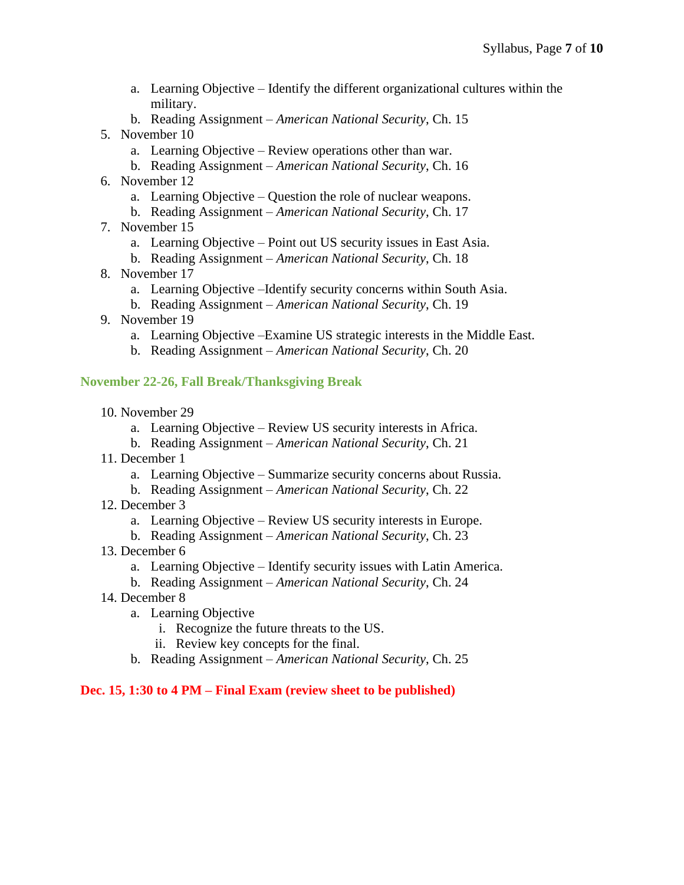a. Learning Objective – Identify the different organizational cultures within the military.
   b. Reading Assignment – *American National Security*, Ch. 15

5. November 10
   a. Learning Objective – Review operations other than war.
   b. Reading Assignment – *American National Security*, Ch. 16
6. November 12
   a. Learning Objective – Question the role of nuclear weapons.
   b. Reading Assignment – *American National Security*, Ch. 17
7. November 15
   a. Learning Objective – Point out US security issues in East Asia.
   b. Reading Assignment – *American National Security*, Ch. 18
8. November 17
   a. Learning Objective –Identify security concerns within South Asia.
   b. Reading Assignment – *American National Security*, Ch. 19
9. November 19
   a. Learning Objective –Examine US strategic interests in the Middle East.
   b. Reading Assignment – *American National Security*, Ch. 20

**November 22-26, Fall Break/Thanksgiving Break**

10. November 29
    a. Learning Objective – Review US security interests in Africa.
    b. Reading Assignment – *American National Security*, Ch. 21
11. December 1
    a. Learning Objective – Summarize security concerns about Russia.
    b. Reading Assignment – *American National Security*, Ch. 22
12. December 3
    a. Learning Objective – Review US security interests in Europe.
    b. Reading Assignment – *American National Security*, Ch. 23
13. December 6
    a. Learning Objective – Identify security issues with Latin America.
    b. Reading Assignment – *American National Security*, Ch. 24
14. December 8
    a. Learning Objective
       i. Recognize the future threats to the US.
       ii. Review key concepts for the final.
    b. Reading Assignment – *American National Security*, Ch. 25

**Dec. 15, 1:30 to 4 PM – Final Exam (review sheet to be published)**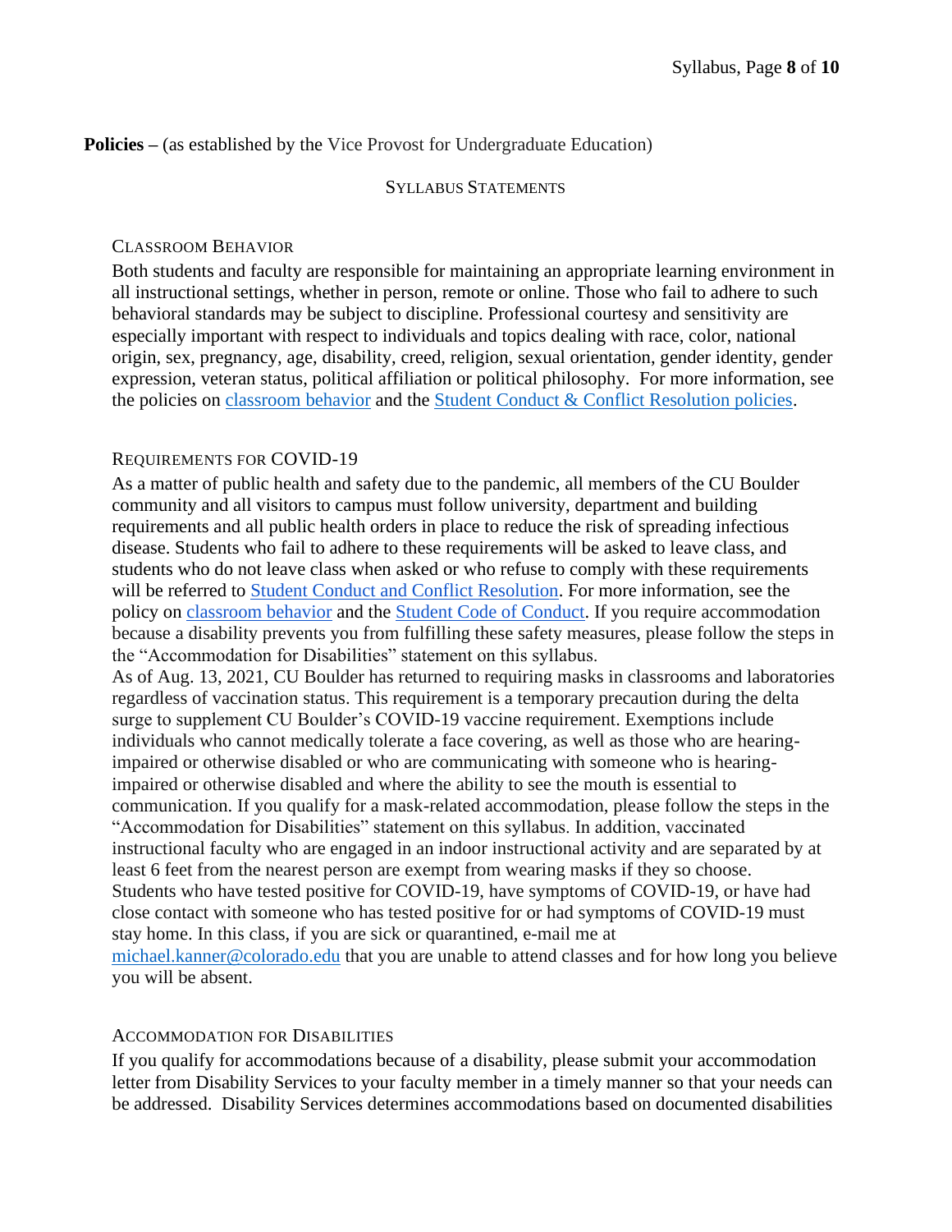**Policies –** (as established by the Vice Provost for Undergraduate Education)

## Syllabus Statements

### Classroom Behavior

Both students and faculty are responsible for maintaining an appropriate learning environment in all instructional settings, whether in person, remote or online. Those who fail to adhere to such behavioral standards may be subject to discipline. Professional courtesy and sensitivity are especially important with respect to individuals and topics dealing with race, color, national origin, sex, pregnancy, age, disability, creed, religion, sexual orientation, gender identity, gender expression, veteran status, political affiliation or political philosophy. For more information, see the policies on classroom behavior and the Student Conduct & Conflict Resolution policies.

### Requirements for COVID-19

As a matter of public health and safety due to the pandemic, all members of the CU Boulder community and all visitors to campus must follow university, department and building requirements and all public health orders in place to reduce the risk of spreading infectious disease. Students who fail to adhere to these requirements will be asked to leave class, and students who do not leave class when asked or who refuse to comply with these requirements will be referred to Student Conduct and Conflict Resolution. For more information, see the policy on classroom behavior and the Student Code of Conduct. If you require accommodation because a disability prevents you from fulfilling these safety measures, please follow the steps in the "Accommodation for Disabilities" statement on this syllabus.

As of Aug. 13, 2021, CU Boulder has returned to requiring masks in classrooms and laboratories regardless of vaccination status. This requirement is a temporary precaution during the delta surge to supplement CU Boulder's COVID-19 vaccine requirement. Exemptions include individuals who cannot medically tolerate a face covering, as well as those who are hearing-impaired or otherwise disabled or who are communicating with someone who is hearing-impaired or otherwise disabled and where the ability to see the mouth is essential to communication. If you qualify for a mask-related accommodation, please follow the steps in the "Accommodation for Disabilities" statement on this syllabus. In addition, vaccinated instructional faculty who are engaged in an indoor instructional activity and are separated by at least 6 feet from the nearest person are exempt from wearing masks if they so choose.

Students who have tested positive for COVID-19, have symptoms of COVID-19, or have had close contact with someone who has tested positive for or had symptoms of COVID-19 must stay home. In this class, if you are sick or quarantined, e-mail me at michael.kanner@colorado.edu that you are unable to attend classes and for how long you believe you will be absent.

### Accommodation for Disabilities

If you qualify for accommodations because of a disability, please submit your accommodation letter from Disability Services to your faculty member in a timely manner so that your needs can be addressed. Disability Services determines accommodations based on documented disabilities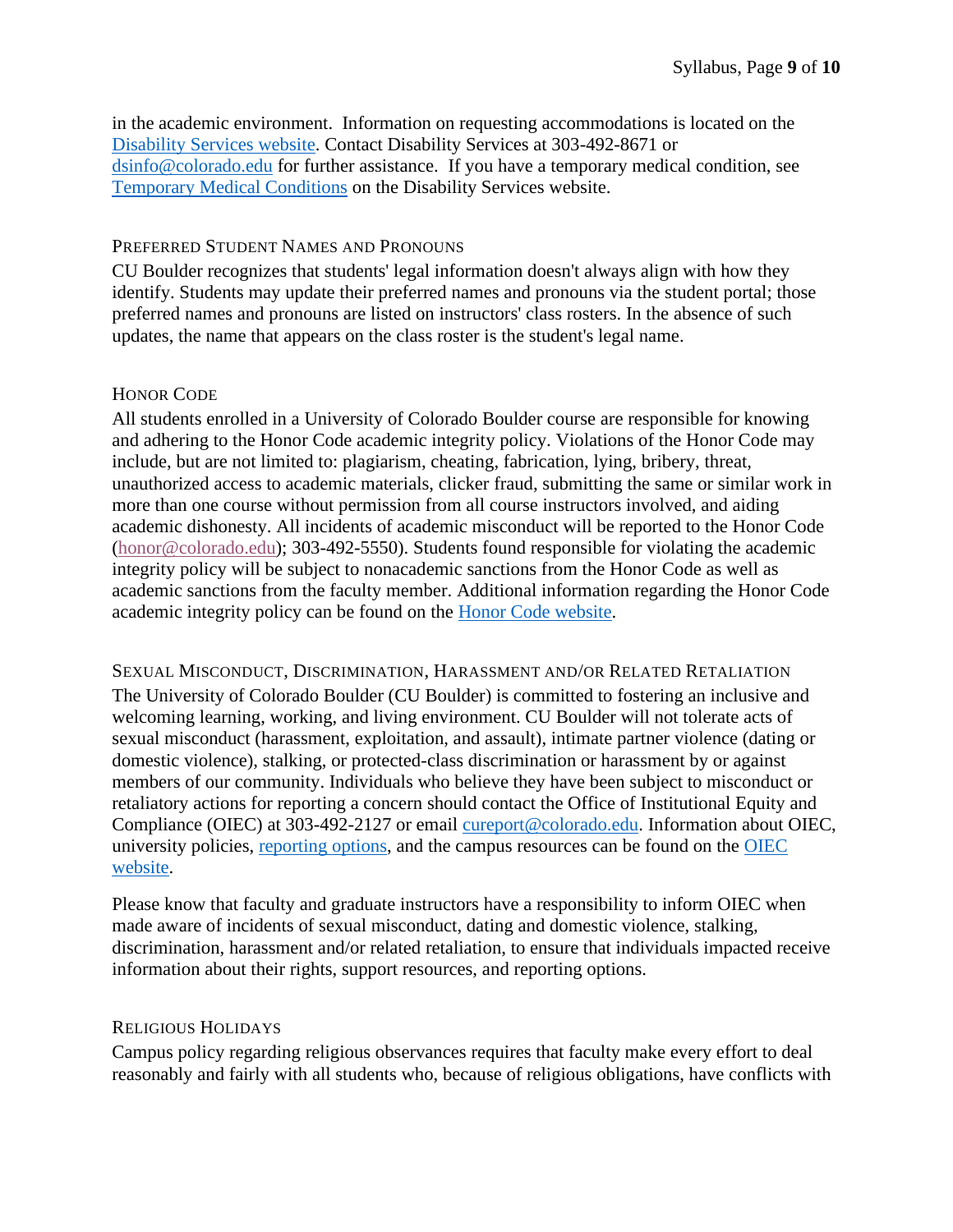in the academic environment. Information on requesting accommodations is located on the Disability Services website. Contact Disability Services at 303-492-8671 or dsinfo@colorado.edu for further assistance. If you have a temporary medical condition, see Temporary Medical Conditions on the Disability Services website.

### Preferred Student Names and Pronouns

CU Boulder recognizes that students' legal information doesn't always align with how they identify. Students may update their preferred names and pronouns via the student portal; those preferred names and pronouns are listed on instructors' class rosters. In the absence of such updates, the name that appears on the class roster is the student's legal name.

### Honor Code

All students enrolled in a University of Colorado Boulder course are responsible for knowing and adhering to the Honor Code academic integrity policy. Violations of the Honor Code may include, but are not limited to: plagiarism, cheating, fabrication, lying, bribery, threat, unauthorized access to academic materials, clicker fraud, submitting the same or similar work in more than one course without permission from all course instructors involved, and aiding academic dishonesty. All incidents of academic misconduct will be reported to the Honor Code (honor@colorado.edu); 303-492-5550). Students found responsible for violating the academic integrity policy will be subject to nonacademic sanctions from the Honor Code as well as academic sanctions from the faculty member. Additional information regarding the Honor Code academic integrity policy can be found on the Honor Code website.

### Sexual Misconduct, Discrimination, Harassment and/or Related Retaliation

The University of Colorado Boulder (CU Boulder) is committed to fostering an inclusive and welcoming learning, working, and living environment. CU Boulder will not tolerate acts of sexual misconduct (harassment, exploitation, and assault), intimate partner violence (dating or domestic violence), stalking, or protected-class discrimination or harassment by or against members of our community. Individuals who believe they have been subject to misconduct or retaliatory actions for reporting a concern should contact the Office of Institutional Equity and Compliance (OIEC) at 303-492-2127 or email cureport@colorado.edu. Information about OIEC, university policies, reporting options, and the campus resources can be found on the OIEC website.

Please know that faculty and graduate instructors have a responsibility to inform OIEC when made aware of incidents of sexual misconduct, dating and domestic violence, stalking, discrimination, harassment and/or related retaliation, to ensure that individuals impacted receive information about their rights, support resources, and reporting options.

### Religious Holidays

Campus policy regarding religious observances requires that faculty make every effort to deal reasonably and fairly with all students who, because of religious obligations, have conflicts with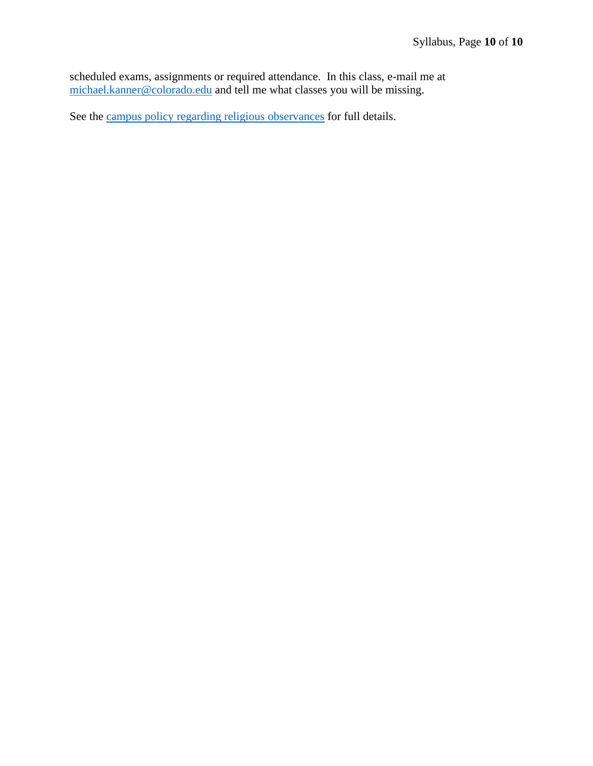scheduled exams, assignments or required attendance. In this class, e-mail me at [michael.kanner@colorado.edu](mailto:michael.kanner@colorado.edu) and tell me what classes you will be missing.

See the campus policy regarding religious observances for full details.